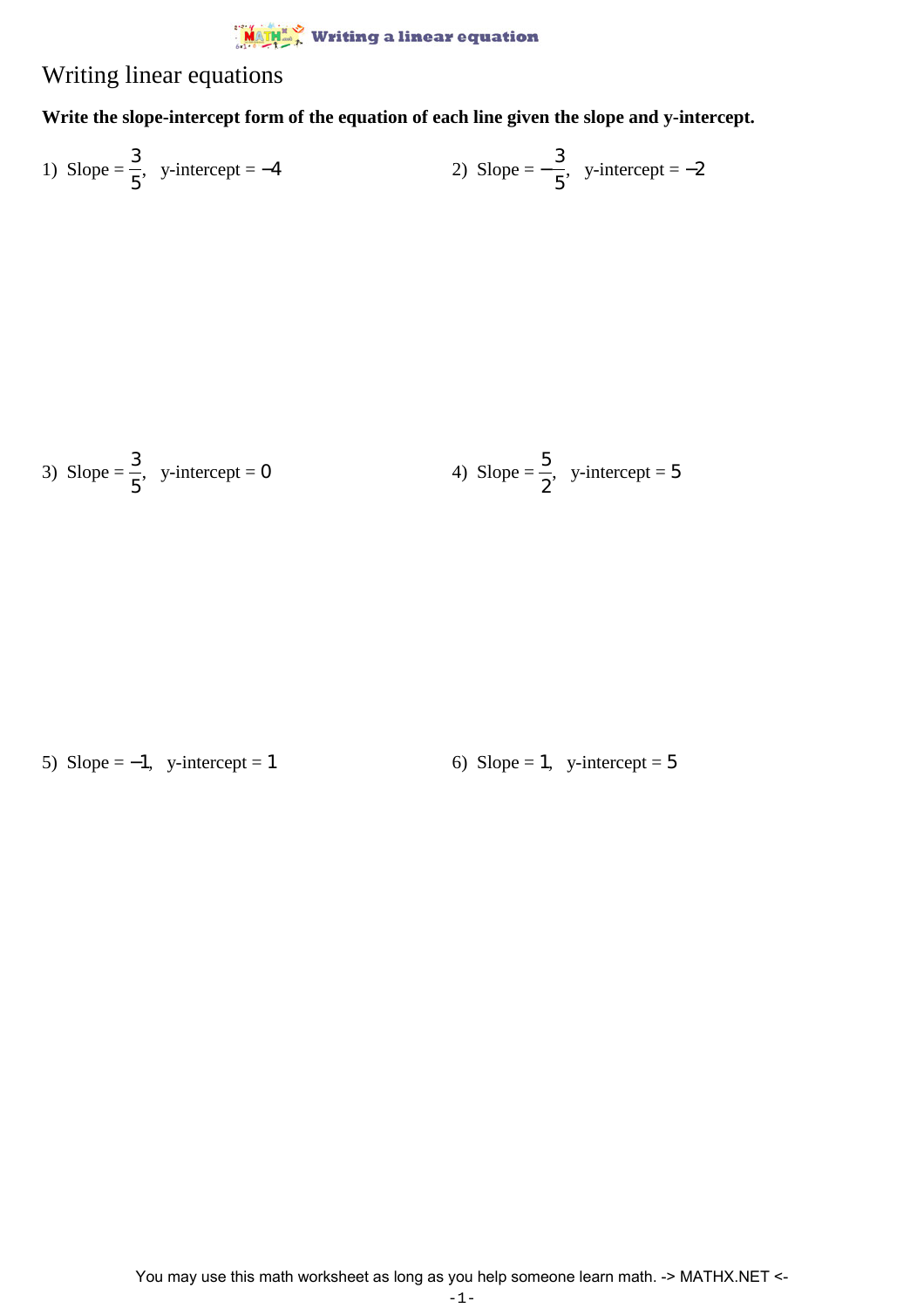# Writing linear equations

**Write the slope-intercept form of the equation of each line given the slope and y-intercept.**

1) Slope = $\frac{3}{5}$, y-intercept = $-4$

2) Slope = $-\frac{3}{5}$, y-intercept = $-2$

3) Slope = $\frac{3}{5}$, y-intercept = $0$

4) Slope = $\frac{5}{2}$, y-intercept = $5$

5) Slope = $-1$, y-intercept = $1$

6) Slope = $1$, y-intercept = $5$

You may use this math worksheet as long as you help someone learn math. -> MATHX.NET <-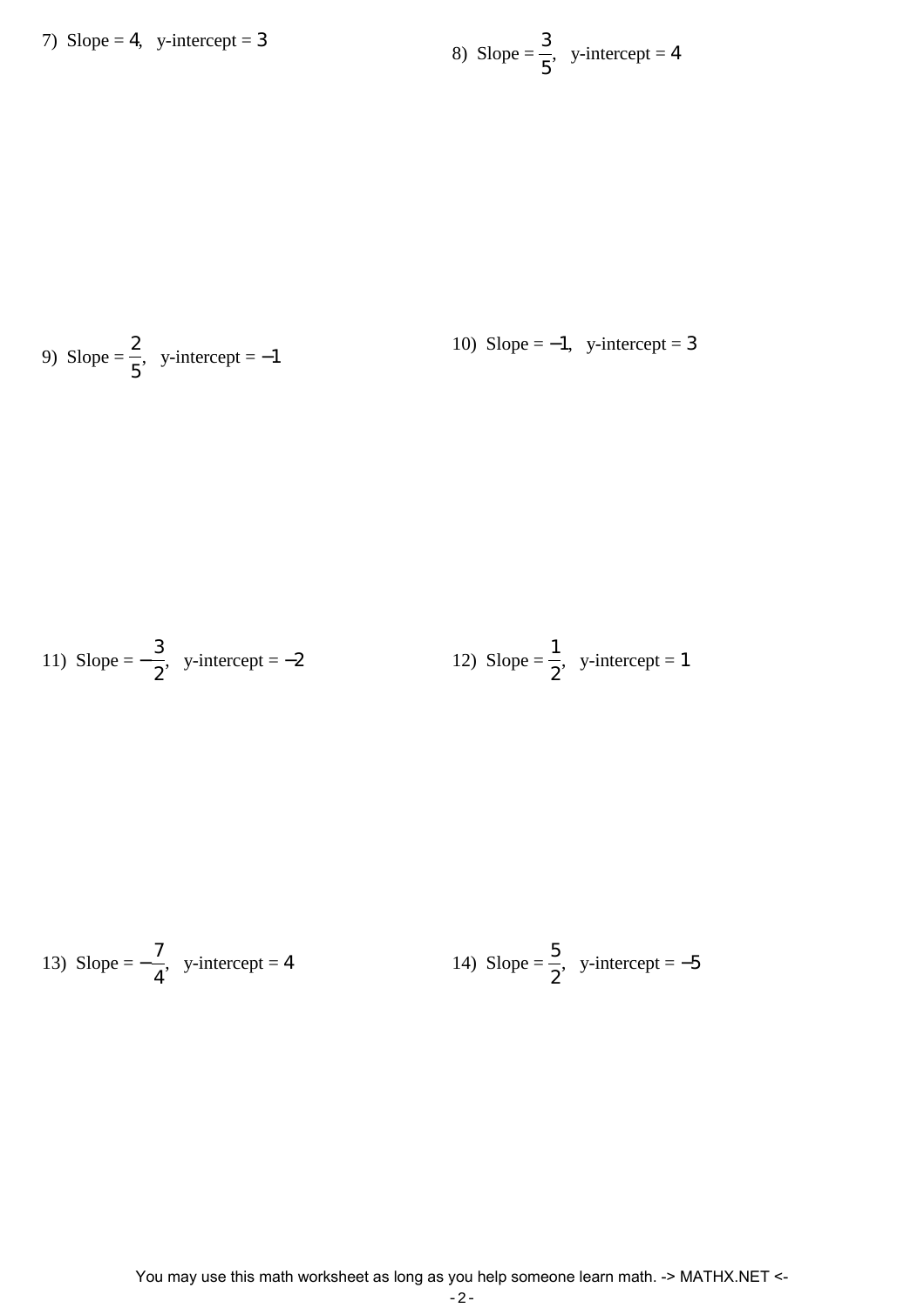7) Slope = $4$, y-intercept = $3$

8) Slope = $\frac{3}{5}$, y-intercept = $4$

9) Slope = $\frac{2}{5}$, y-intercept = $-1$

10) Slope = $-1$, y-intercept = $3$

11) Slope = $-\frac{3}{2}$, y-intercept = $-2$

12) Slope = $\frac{1}{2}$, y-intercept = $1$

13) Slope = $-\frac{7}{4}$, y-intercept = $4$

14) Slope = $\frac{5}{2}$, y-intercept = $-5$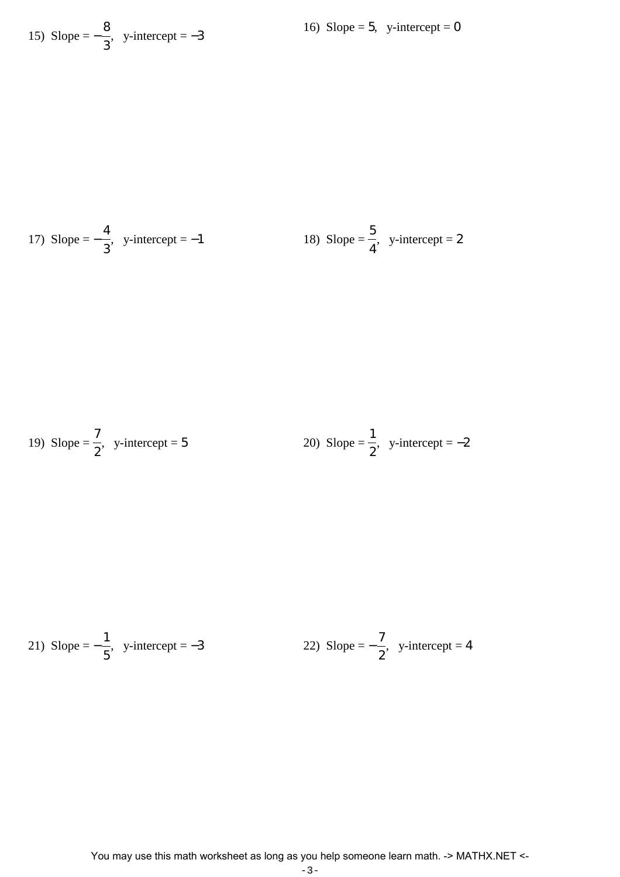15) Slope = $-\frac{8}{3}$, y-intercept = $-3$

16) Slope = $5$, y-intercept = $0$

17) Slope = $-\frac{4}{3}$, y-intercept = $-1$

18) Slope = $\frac{5}{4}$, y-intercept = $2$

19) Slope = $\frac{7}{2}$, y-intercept = $5$

20) Slope = $\frac{1}{2}$, y-intercept = $-2$

21) Slope = $-\frac{1}{5}$, y-intercept = $-3$

22) Slope = $-\frac{7}{2}$, y-intercept = $4$

You may use this math worksheet as long as you help someone learn math. -> MATHX.NET <-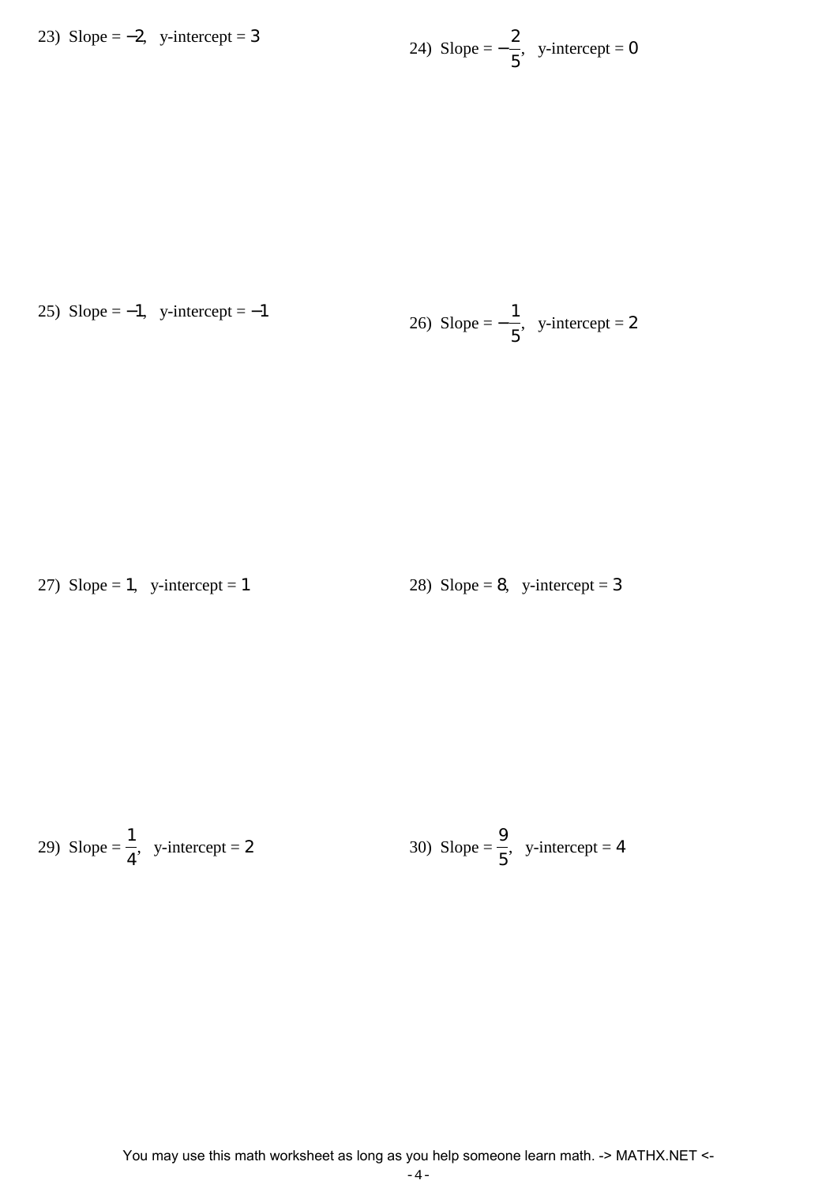23) Slope = $-2$, y-intercept = $3$

24) Slope = $-\frac{2}{5}$, y-intercept = $0$

25) Slope = $-1$, y-intercept = $-1$

26) Slope = $-\frac{1}{5}$, y-intercept = $2$

27) Slope = $1$, y-intercept = $1$

28) Slope = $8$, y-intercept = $3$

29) Slope = $\frac{1}{4}$, y-intercept = $2$

30) Slope = $\frac{9}{5}$, y-intercept = $4$

You may use this math worksheet as long as you help someone learn math. -> MATHX.NET <-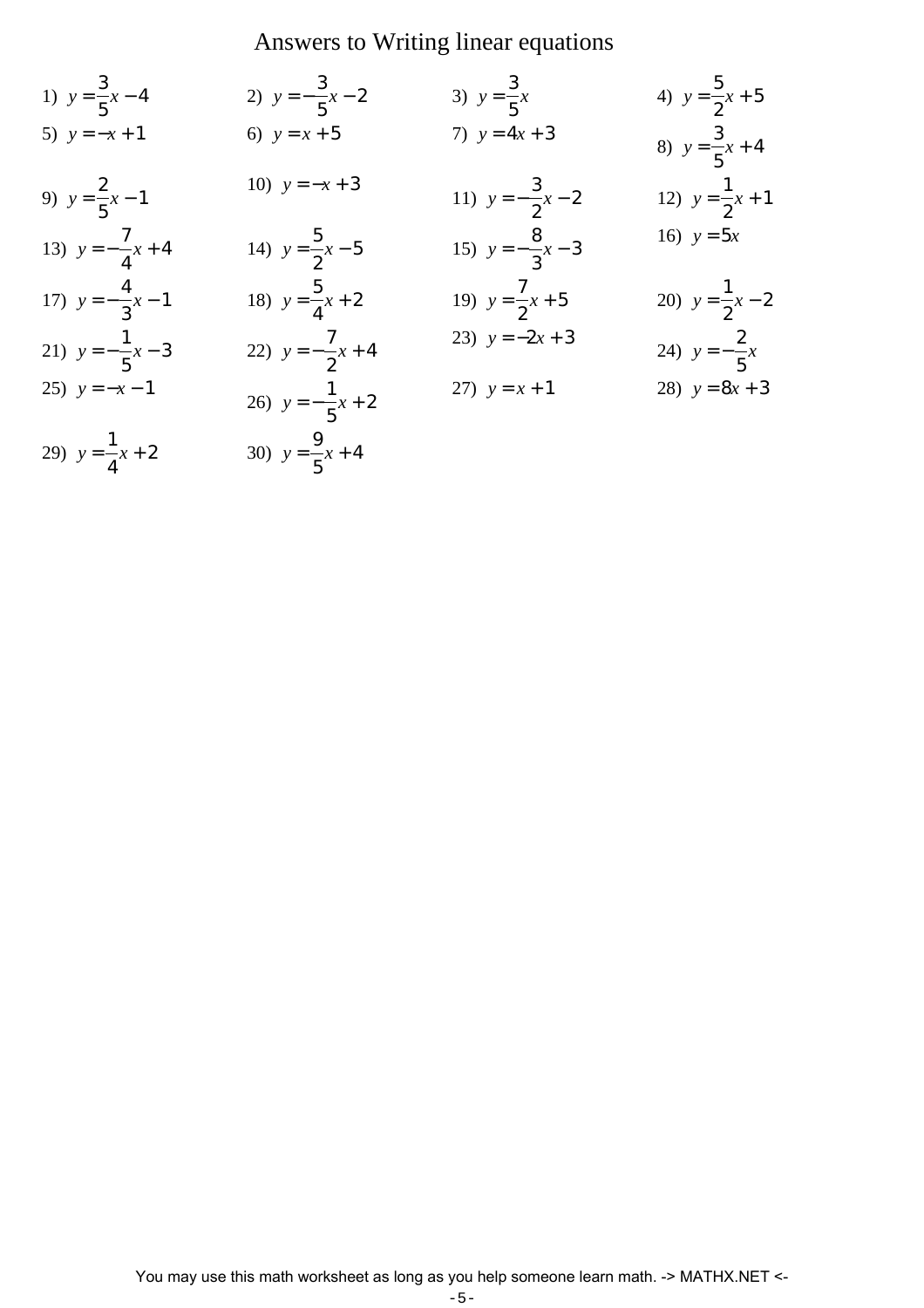# Answers to Writing linear equations

1) $y = \frac{3}{5}x - 4$

2) $y = -\frac{3}{5}x - 2$

3) $y = \frac{3}{5}x$

4) $y = \frac{5}{2}x + 5$

5) $y = -x + 1$

6) $y = x + 5$

7) $y = 4x + 3$

8) $y = \frac{3}{5}x + 4$

9) $y = \frac{2}{5}x - 1$

10) $y = -x + 3$

11) $y = -\frac{3}{2}x - 2$

12) $y = \frac{1}{2}x + 1$

13) $y = -\frac{7}{4}x + 4$

14) $y = \frac{5}{2}x - 5$

15) $y = -\frac{8}{3}x - 3$

16) $y = 5x$

17) $y = -\frac{4}{3}x - 1$

18) $y = \frac{5}{4}x + 2$

19) $y = \frac{7}{2}x + 5$

20) $y = \frac{1}{2}x - 2$

21) $y = -\frac{1}{5}x - 3$

22) $y = -\frac{7}{2}x + 4$

23) $y = -2x + 3$

24) $y = -\frac{2}{5}x$

25) $y = -x - 1$

26) $y = -\frac{1}{5}x + 2$

27) $y = x + 1$

28) $y = 8x + 3$

29) $y = \frac{1}{4}x + 2$

30) $y = \frac{9}{5}x + 4$

You may use this math worksheet as long as you help someone learn math. -> MATHX.NET <-